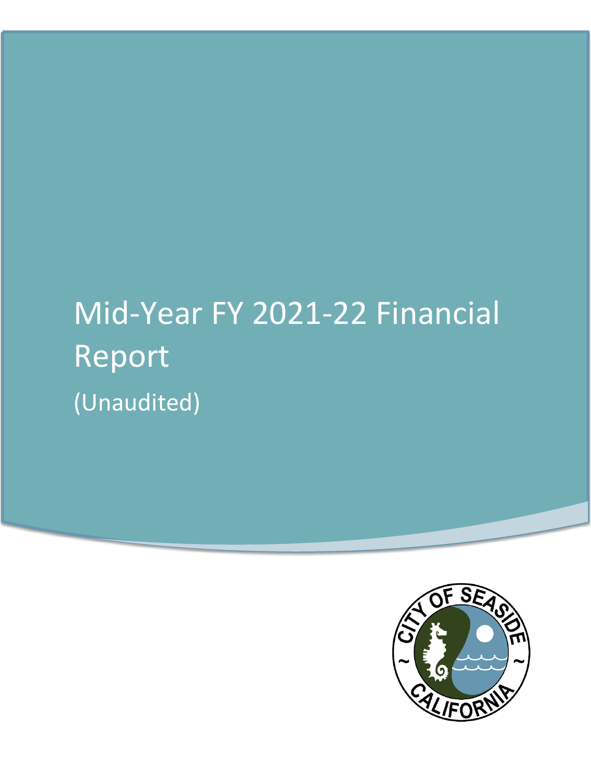# Mid-Year FY 2021-22 Financial Report

(Unaudited)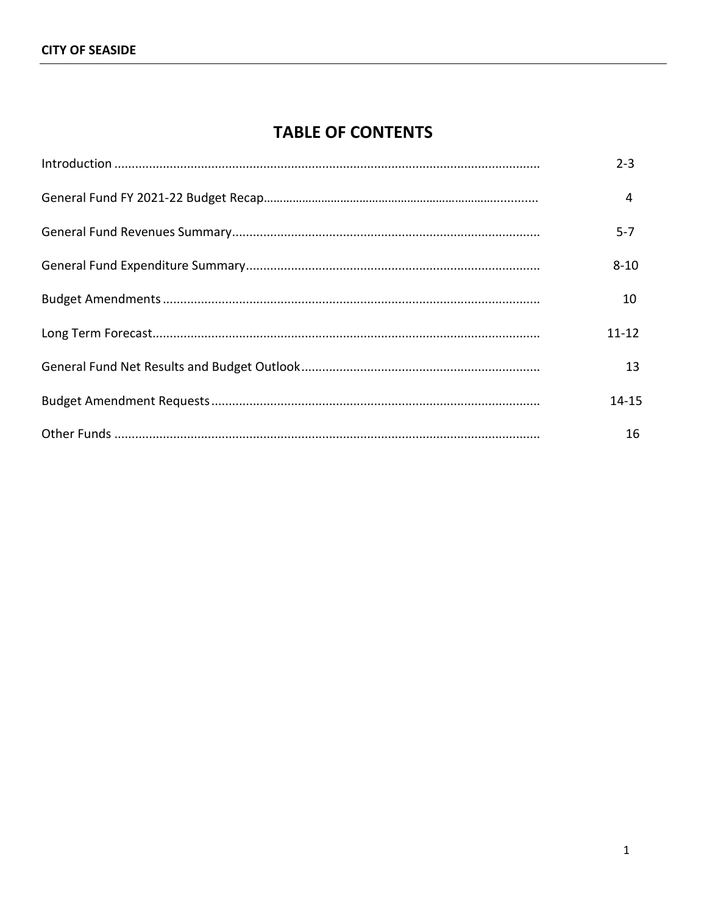**CITY OF SEASIDE**

# TABLE OF CONTENTS

| Section | Page |
|---|---|
| Introduction | 2-3 |
| General Fund FY 2021-22 Budget Recap | 4 |
| General Fund Revenues Summary | 5-7 |
| General Fund Expenditure Summary | 8-10 |
| Budget Amendments | 10 |
| Long Term Forecast | 11-12 |
| General Fund Net Results and Budget Outlook | 13 |
| Budget Amendment Requests | 14-15 |
| Other Funds | 16 |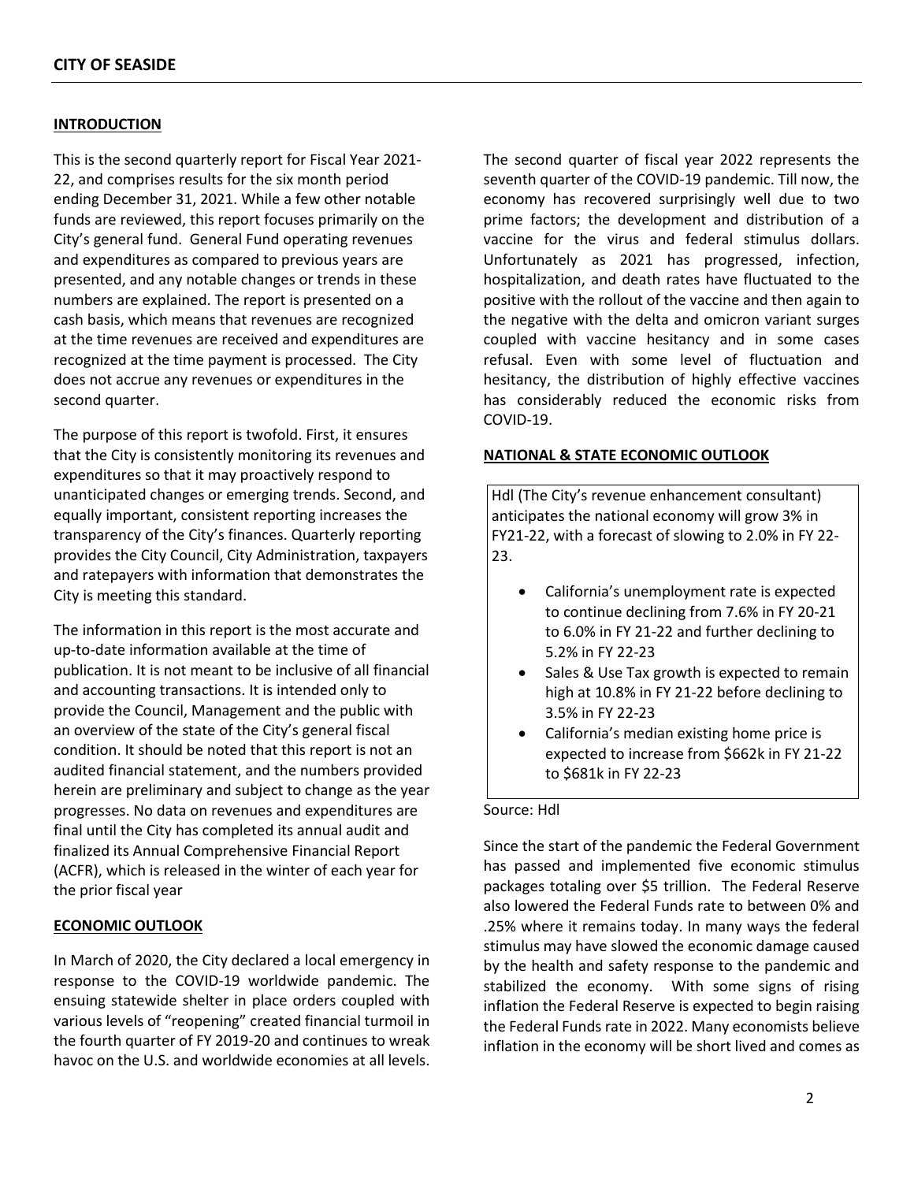## INTRODUCTION

This is the second quarterly report for Fiscal Year 2021-22, and comprises results for the six month period ending December 31, 2021. While a few other notable funds are reviewed, this report focuses primarily on the City's general fund. General Fund operating revenues and expenditures as compared to previous years are presented, and any notable changes or trends in these numbers are explained. The report is presented on a cash basis, which means that revenues are recognized at the time revenues are received and expenditures are recognized at the time payment is processed. The City does not accrue any revenues or expenditures in the second quarter.

The purpose of this report is twofold. First, it ensures that the City is consistently monitoring its revenues and expenditures so that it may proactively respond to unanticipated changes or emerging trends. Second, and equally important, consistent reporting increases the transparency of the City's finances. Quarterly reporting provides the City Council, City Administration, taxpayers and ratepayers with information that demonstrates the City is meeting this standard.

The information in this report is the most accurate and up-to-date information available at the time of publication. It is not meant to be inclusive of all financial and accounting transactions. It is intended only to provide the Council, Management and the public with an overview of the state of the City's general fiscal condition. It should be noted that this report is not an audited financial statement, and the numbers provided herein are preliminary and subject to change as the year progresses. No data on revenues and expenditures are final until the City has completed its annual audit and finalized its Annual Comprehensive Financial Report (ACFR), which is released in the winter of each year for the prior fiscal year

## ECONOMIC OUTLOOK

In March of 2020, the City declared a local emergency in response to the COVID-19 worldwide pandemic. The ensuing statewide shelter in place orders coupled with various levels of "reopening" created financial turmoil in the fourth quarter of FY 2019-20 and continues to wreak havoc on the U.S. and worldwide economies at all levels.

The second quarter of fiscal year 2022 represents the seventh quarter of the COVID-19 pandemic. Till now, the economy has recovered surprisingly well due to two prime factors; the development and distribution of a vaccine for the virus and federal stimulus dollars. Unfortunately as 2021 has progressed, infection, hospitalization, and death rates have fluctuated to the positive with the rollout of the vaccine and then again to the negative with the delta and omicron variant surges coupled with vaccine hesitancy and in some cases refusal. Even with some level of fluctuation and hesitancy, the distribution of highly effective vaccines has considerably reduced the economic risks from COVID-19.

## NATIONAL & STATE ECONOMIC OUTLOOK

Hdl (The City's revenue enhancement consultant) anticipates the national economy will grow 3% in FY21-22, with a forecast of slowing to 2.0% in FY 22-23.

- California's unemployment rate is expected to continue declining from 7.6% in FY 20-21 to 6.0% in FY 21-22 and further declining to 5.2% in FY 22-23
- Sales & Use Tax growth is expected to remain high at 10.8% in FY 21-22 before declining to 3.5% in FY 22-23
- California's median existing home price is expected to increase from $662k in FY 21-22 to $681k in FY 22-23

Source: Hdl

Since the start of the pandemic the Federal Government has passed and implemented five economic stimulus packages totaling over $5 trillion. The Federal Reserve also lowered the Federal Funds rate to between 0% and .25% where it remains today. In many ways the federal stimulus may have slowed the economic damage caused by the health and safety response to the pandemic and stabilized the economy. With some signs of rising inflation the Federal Reserve is expected to begin raising the Federal Funds rate in 2022. Many economists believe inflation in the economy will be short lived and comes as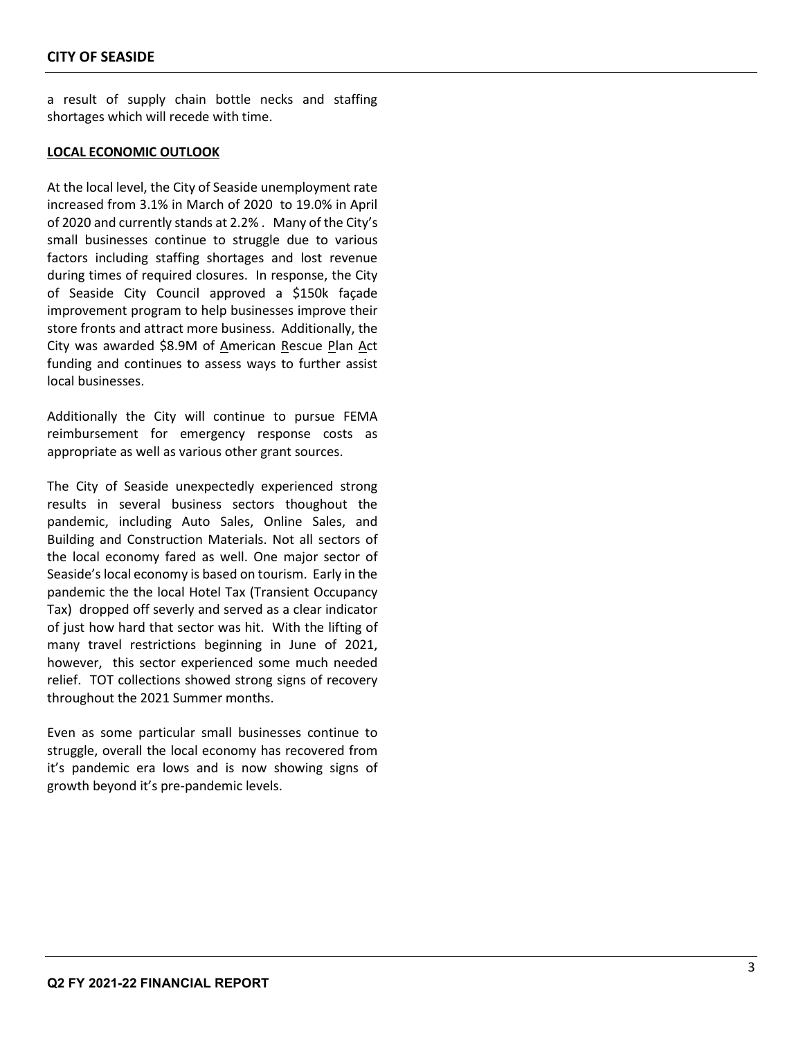a result of supply chain bottle necks and staffing shortages which will recede with time.

**LOCAL ECONOMIC OUTLOOK**

At the local level, the City of Seaside unemployment rate increased from 3.1% in March of 2020 to 19.0% in April of 2020 and currently stands at 2.2% . Many of the City's small businesses continue to struggle due to various factors including staffing shortages and lost revenue during times of required closures. In response, the City of Seaside City Council approved a $150k façade improvement program to help businesses improve their store fronts and attract more business. Additionally, the City was awarded $8.9M of American Rescue Plan Act funding and continues to assess ways to further assist local businesses.

Additionally the City will continue to pursue FEMA reimbursement for emergency response costs as appropriate as well as various other grant sources.

The City of Seaside unexpectedly experienced strong results in several business sectors thoughout the pandemic, including Auto Sales, Online Sales, and Building and Construction Materials. Not all sectors of the local economy fared as well. One major sector of Seaside's local economy is based on tourism. Early in the pandemic the the local Hotel Tax (Transient Occupancy Tax) dropped off severly and served as a clear indicator of just how hard that sector was hit. With the lifting of many travel restrictions beginning in June of 2021, however, this sector experienced some much needed relief. TOT collections showed strong signs of recovery throughout the 2021 Summer months.

Even as some particular small businesses continue to struggle, overall the local economy has recovered from it's pandemic era lows and is now showing signs of growth beyond it's pre-pandemic levels.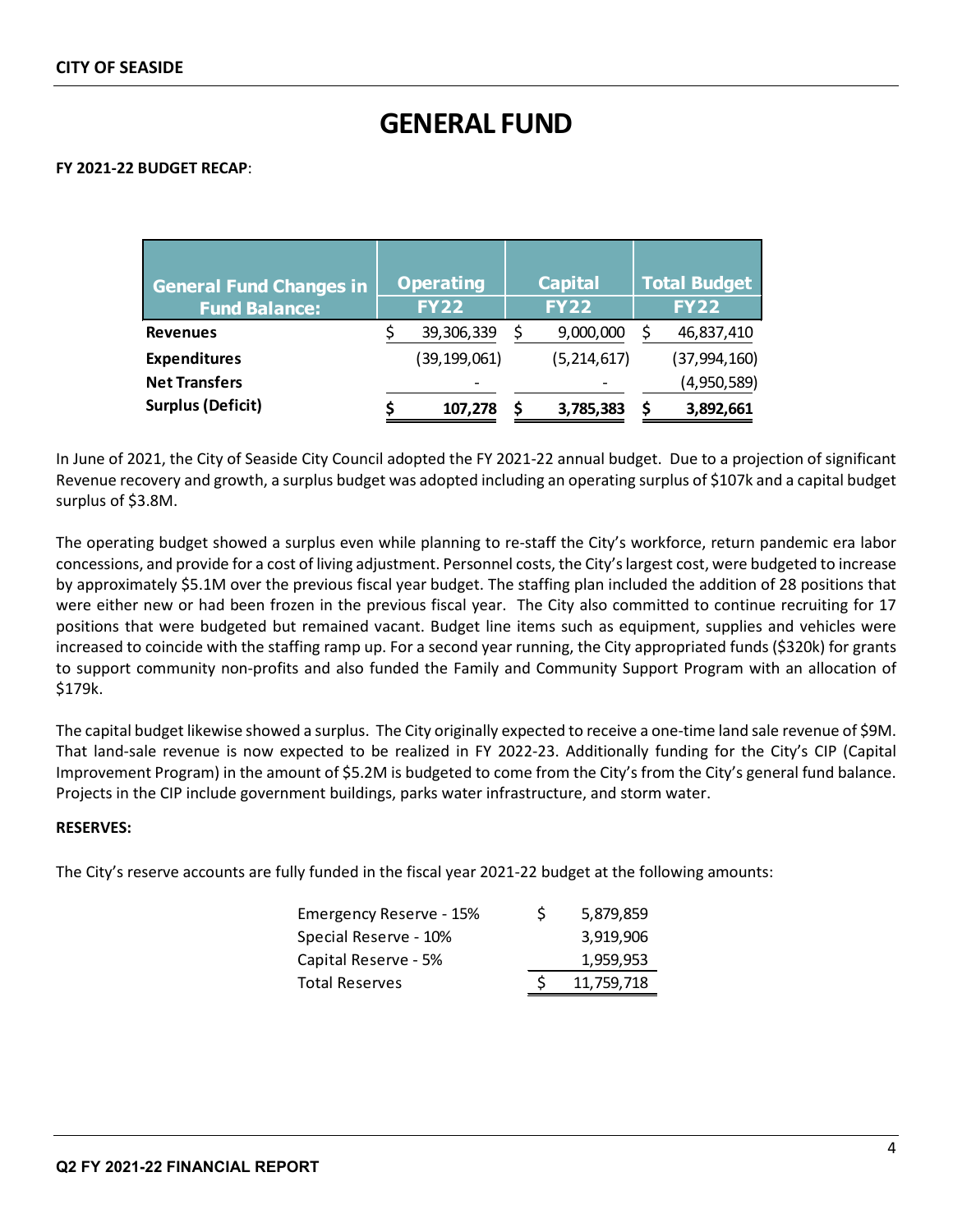# GENERAL FUND

**FY 2021-22 BUDGET RECAP**:

| General Fund Changes in Fund Balance: | Operating FY22 | Capital FY22 | Total Budget FY22 |
|---|---|---|---|
| **Revenues** | $ 39,306,339 | $ 9,000,000 | $ 46,837,410 |
| **Expenditures** | (39,199,061) | (5,214,617) | (37,994,160) |
| **Net Transfers** | - | - | (4,950,589) |
| **Surplus (Deficit)** | **$ 107,278** | **$ 3,785,383** | **$ 3,892,661** |

In June of 2021, the City of Seaside City Council adopted the FY 2021-22 annual budget. Due to a projection of significant Revenue recovery and growth, a surplus budget was adopted including an operating surplus of $107k and a capital budget surplus of $3.8M.

The operating budget showed a surplus even while planning to re-staff the City's workforce, return pandemic era labor concessions, and provide for a cost of living adjustment. Personnel costs, the City's largest cost, were budgeted to increase by approximately $5.1M over the previous fiscal year budget. The staffing plan included the addition of 28 positions that were either new or had been frozen in the previous fiscal year. The City also committed to continue recruiting for 17 positions that were budgeted but remained vacant. Budget line items such as equipment, supplies and vehicles were increased to coincide with the staffing ramp up. For a second year running, the City appropriated funds ($320k) for grants to support community non-profits and also funded the Family and Community Support Program with an allocation of $179k.

The capital budget likewise showed a surplus. The City originally expected to receive a one-time land sale revenue of $9M. That land-sale revenue is now expected to be realized in FY 2022-23. Additionally funding for the City's CIP (Capital Improvement Program) in the amount of $5.2M is budgeted to come from the City's from the City's general fund balance. Projects in the CIP include government buildings, parks water infrastructure, and storm water.

**RESERVES:**

The City's reserve accounts are fully funded in the fiscal year 2021-22 budget at the following amounts:

| Reserve | Amount |
|---|---|
| Emergency Reserve - 15% | $ 5,879,859 |
| Special Reserve - 10% | 3,919,906 |
| Capital Reserve - 5% | 1,959,953 |
| Total Reserves | $ 11,759,718 |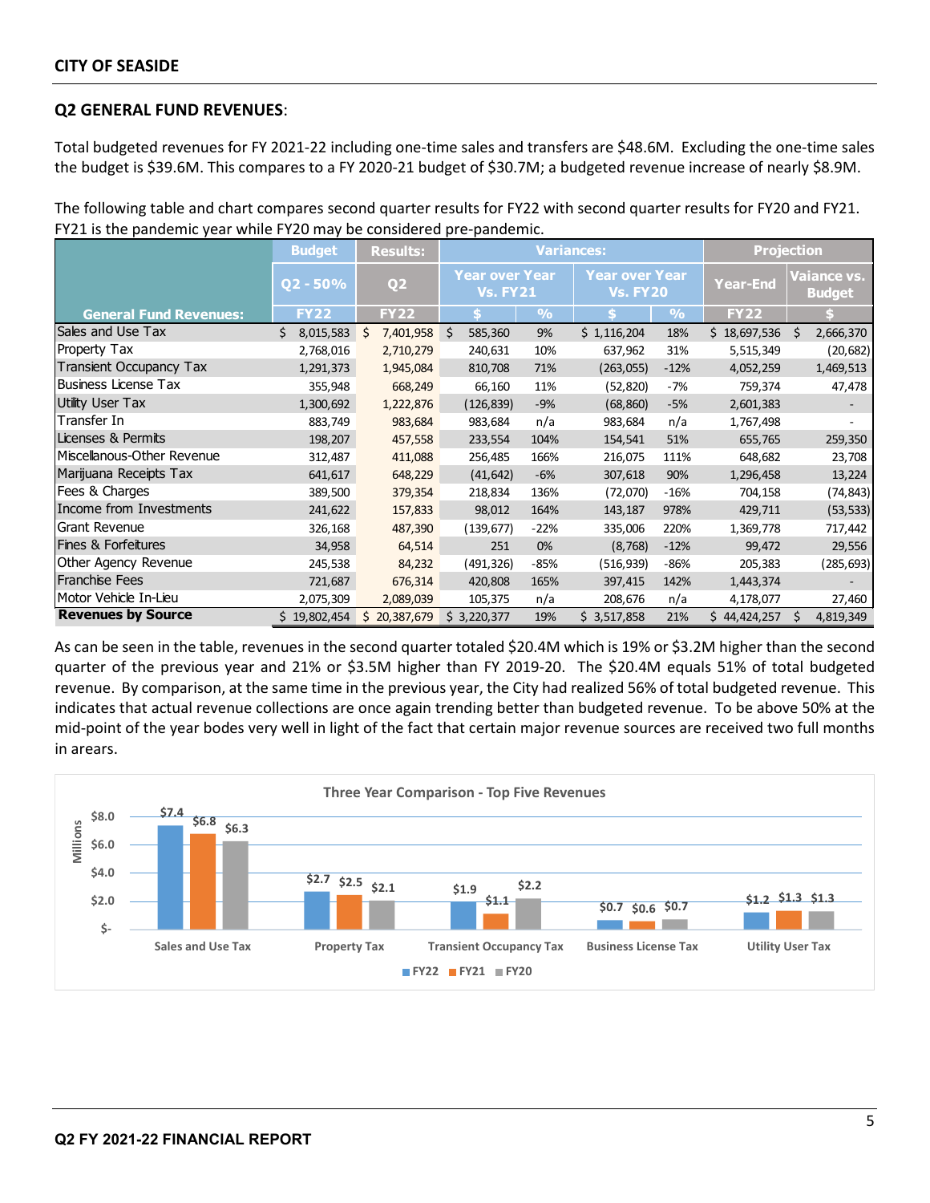**CITY OF SEASIDE**

## Q2 GENERAL FUND REVENUES:

Total budgeted revenues for FY 2021-22 including one-time sales and transfers are $48.6M. Excluding the one-time sales the budget is $39.6M. This compares to a FY 2020-21 budget of $30.7M; a budgeted revenue increase of nearly $8.9M.

The following table and chart compares second quarter results for FY22 with second quarter results for FY20 and FY21. FY21 is the pandemic year while FY20 may be considered pre-pandemic.

| | Budget | Results: | Variances: | | | | Projection | |
|---|---|---|---|---|---|---|---|---|
| | Q2 - 50% | Q2 | Year over Year Vs. FY21 | | Year over Year Vs. FY20 | | Year-End | Vaiance vs. Budget |
| General Fund Revenues: | FY22 | FY22 | $ | % | $ | % | FY22 | $ |
| Sales and Use Tax | $ 8,015,583 | $ 7,401,958 | $ 585,360 | 9% | $ 1,116,204 | 18% | $ 18,697,536 | $ 2,666,370 |
| Property Tax | 2,768,016 | 2,710,279 | 240,631 | 10% | 637,962 | 31% | 5,515,349 | (20,682) |
| Transient Occupancy Tax | 1,291,373 | 1,945,084 | 810,708 | 71% | (263,055) | -12% | 4,052,259 | 1,469,513 |
| Business License Tax | 355,948 | 668,249 | 66,160 | 11% | (52,820) | -7% | 759,374 | 47,478 |
| Utility User Tax | 1,300,692 | 1,222,876 | (126,839) | -9% | (68,860) | -5% | 2,601,383 | - |
| Transfer In | 883,749 | 983,684 | 983,684 | n/a | 983,684 | n/a | 1,767,498 | - |
| Licenses & Permits | 198,207 | 457,558 | 233,554 | 104% | 154,541 | 51% | 655,765 | 259,350 |
| Miscellanous-Other Revenue | 312,487 | 411,088 | 256,485 | 166% | 216,075 | 111% | 648,682 | 23,708 |
| Marijuana Receipts Tax | 641,617 | 648,229 | (41,642) | -6% | 307,618 | 90% | 1,296,458 | 13,224 |
| Fees & Charges | 389,500 | 379,354 | 218,834 | 136% | (72,070) | -16% | 704,158 | (74,843) |
| Income from Investments | 241,622 | 157,833 | 98,012 | 164% | 143,187 | 978% | 429,711 | (53,533) |
| Grant Revenue | 326,168 | 487,390 | (139,677) | -22% | 335,006 | 220% | 1,369,778 | 717,442 |
| Fines & Forfeitures | 34,958 | 64,514 | 251 | 0% | (8,768) | -12% | 99,472 | 29,556 |
| Other Agency Revenue | 245,538 | 84,232 | (491,326) | -85% | (516,939) | -86% | 205,383 | (285,693) |
| Franchise Fees | 721,687 | 676,314 | 420,808 | 165% | 397,415 | 142% | 1,443,374 | - |
| Motor Vehicle In-Lieu | 2,075,309 | 2,089,039 | 105,375 | n/a | 208,676 | n/a | 4,178,077 | 27,460 |
| **Revenues by Source** | $ 19,802,454 | $ 20,387,679 | $ 3,220,377 | 19% | $ 3,517,858 | 21% | $ 44,424,257 | $ 4,819,349 |

As can be seen in the table, revenues in the second quarter totaled $20.4M which is 19% or $3.2M higher than the second quarter of the previous year and 21% or $3.5M higher than FY 2019-20. The $20.4M equals 51% of total budgeted revenue. By comparison, at the same time in the previous year, the City had realized 56% of total budgeted revenue. This indicates that actual revenue collections are once again trending better than budgeted revenue. To be above 50% at the mid-point of the year bodes very well in light of the fact that certain major revenue sources are received two full months in arears.

**Three Year Comparison - Top Five Revenues** (Millions)

| | FY22 | FY21 | FY20 |
|---|---|---|---|
| Sales and Use Tax | $7.4 | $6.8 | $6.3 |
| Property Tax | $2.7 | $2.5 | $2.1 |
| Transient Occupancy Tax | $1.9 | $1.1 | $2.2 |
| Business License Tax | $0.7 | $0.6 | $0.7 |
| Utility User Tax | $1.2 | $1.3 | $1.3 |

**Q2 FY 2021-22 FINANCIAL REPORT**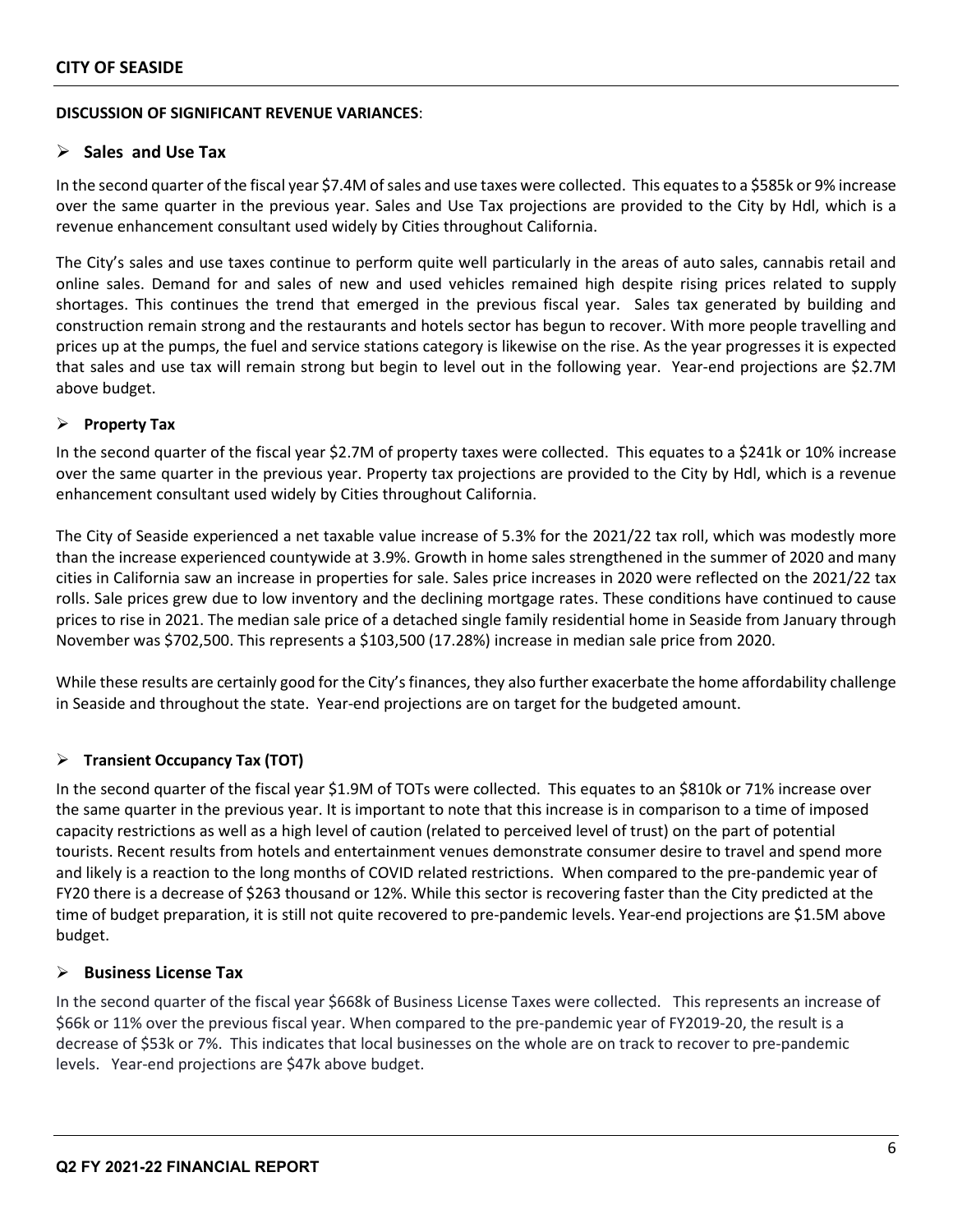**DISCUSSION OF SIGNIFICANT REVENUE VARIANCES**:

- **Sales and Use Tax**

In the second quarter of the fiscal year $7.4M of sales and use taxes were collected. This equates to a $585k or 9% increase over the same quarter in the previous year. Sales and Use Tax projections are provided to the City by Hdl, which is a revenue enhancement consultant used widely by Cities throughout California.

The City's sales and use taxes continue to perform quite well particularly in the areas of auto sales, cannabis retail and online sales. Demand for and sales of new and used vehicles remained high despite rising prices related to supply shortages. This continues the trend that emerged in the previous fiscal year. Sales tax generated by building and construction remain strong and the restaurants and hotels sector has begun to recover. With more people travelling and prices up at the pumps, the fuel and service stations category is likewise on the rise. As the year progresses it is expected that sales and use tax will remain strong but begin to level out in the following year. Year-end projections are $2.7M above budget.

- **Property Tax**

In the second quarter of the fiscal year $2.7M of property taxes were collected. This equates to a $241k or 10% increase over the same quarter in the previous year. Property tax projections are provided to the City by Hdl, which is a revenue enhancement consultant used widely by Cities throughout California.

The City of Seaside experienced a net taxable value increase of 5.3% for the 2021/22 tax roll, which was modestly more than the increase experienced countywide at 3.9%. Growth in home sales strengthened in the summer of 2020 and many cities in California saw an increase in properties for sale. Sales price increases in 2020 were reflected on the 2021/22 tax rolls. Sale prices grew due to low inventory and the declining mortgage rates. These conditions have continued to cause prices to rise in 2021. The median sale price of a detached single family residential home in Seaside from January through November was $702,500. This represents a $103,500 (17.28%) increase in median sale price from 2020.

While these results are certainly good for the City's finances, they also further exacerbate the home affordability challenge in Seaside and throughout the state. Year-end projections are on target for the budgeted amount.

- **Transient Occupancy Tax (TOT)**

In the second quarter of the fiscal year $1.9M of TOTs were collected. This equates to an $810k or 71% increase over the same quarter in the previous year. It is important to note that this increase is in comparison to a time of imposed capacity restrictions as well as a high level of caution (related to perceived level of trust) on the part of potential tourists. Recent results from hotels and entertainment venues demonstrate consumer desire to travel and spend more and likely is a reaction to the long months of COVID related restrictions. When compared to the pre-pandemic year of FY20 there is a decrease of $263 thousand or 12%. While this sector is recovering faster than the City predicted at the time of budget preparation, it is still not quite recovered to pre-pandemic levels. Year-end projections are $1.5M above budget.

- **Business License Tax**

In the second quarter of the fiscal year $668k of Business License Taxes were collected. This represents an increase of $66k or 11% over the previous fiscal year. When compared to the pre-pandemic year of FY2019-20, the result is a decrease of $53k or 7%. This indicates that local businesses on the whole are on track to recover to pre-pandemic levels. Year-end projections are $47k above budget.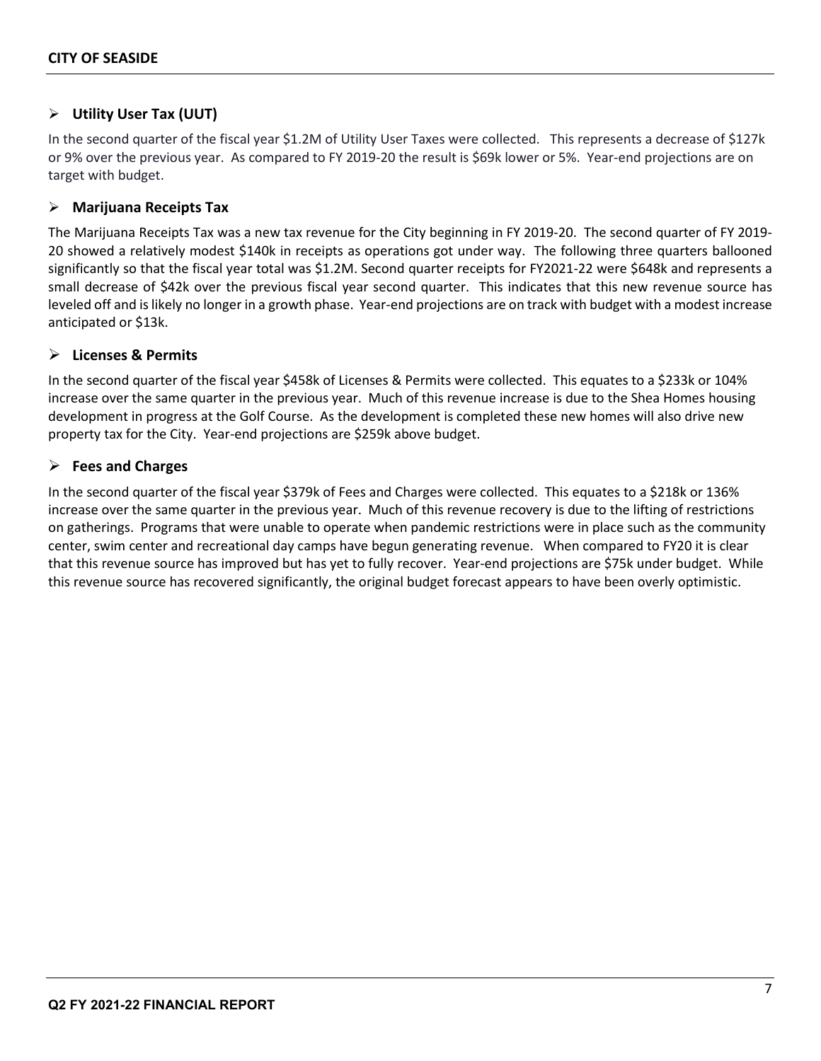- **Utility User Tax (UUT)**

In the second quarter of the fiscal year $1.2M of Utility User Taxes were collected. This represents a decrease of $127k or 9% over the previous year. As compared to FY 2019-20 the result is $69k lower or 5%. Year-end projections are on target with budget.

- **Marijuana Receipts Tax**

The Marijuana Receipts Tax was a new tax revenue for the City beginning in FY 2019-20. The second quarter of FY 2019-20 showed a relatively modest $140k in receipts as operations got under way. The following three quarters ballooned significantly so that the fiscal year total was $1.2M. Second quarter receipts for FY2021-22 were $648k and represents a small decrease of $42k over the previous fiscal year second quarter. This indicates that this new revenue source has leveled off and is likely no longer in a growth phase. Year-end projections are on track with budget with a modest increase anticipated or $13k.

- **Licenses & Permits**

In the second quarter of the fiscal year $458k of Licenses & Permits were collected. This equates to a $233k or 104% increase over the same quarter in the previous year. Much of this revenue increase is due to the Shea Homes housing development in progress at the Golf Course. As the development is completed these new homes will also drive new property tax for the City. Year-end projections are $259k above budget.

- **Fees and Charges**

In the second quarter of the fiscal year $379k of Fees and Charges were collected. This equates to a $218k or 136% increase over the same quarter in the previous year. Much of this revenue recovery is due to the lifting of restrictions on gatherings. Programs that were unable to operate when pandemic restrictions were in place such as the community center, swim center and recreational day camps have begun generating revenue. When compared to FY20 it is clear that this revenue source has improved but has yet to fully recover. Year-end projections are $75k under budget. While this revenue source has recovered significantly, the original budget forecast appears to have been overly optimistic.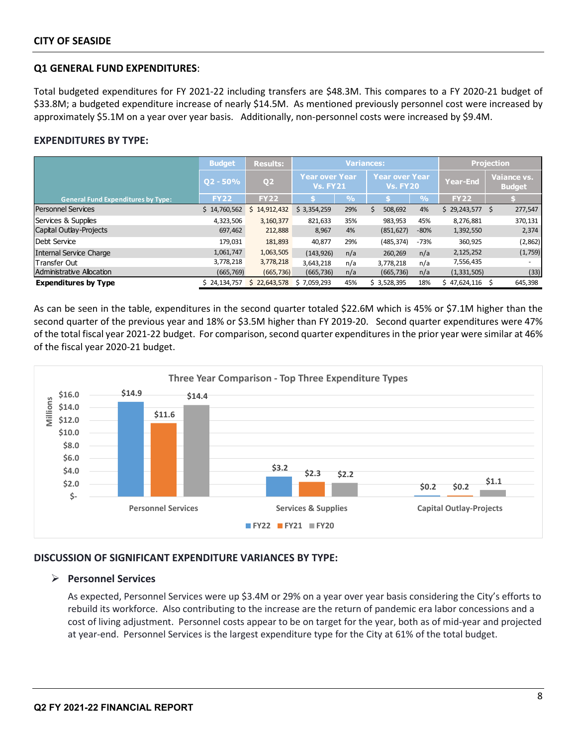## CITY OF SEASIDE

### Q1 GENERAL FUND EXPENDITURES:

Total budgeted expenditures for FY 2021-22 including transfers are $48.3M. This compares to a FY 2020-21 budget of $33.8M; a budgeted expenditure increase of nearly $14.5M. As mentioned previously personnel cost were increased by approximately $5.1M on a year over year basis. Additionally, non-personnel costs were increased by $9.4M.

### EXPENDITURES BY TYPE:

| General Fund Expenditures by Type: | Budget | Results: | Variances: | | | | Projection | |
|---|---|---|---|---|---|---|---|---|
| | Q2 - 50% | Q2 | Year over Year Vs. FY21 | | Year over Year Vs. FY20 | | Year-End | Vaiance vs. Budget |
| | FY22 | FY22 | $ | % | $ | % | FY22 | $ |
| Personnel Services | $ 14,760,562 | $ 14,912,432 | $ 3,354,259 | 29% | $ 508,692 | 4% | $ 29,243,577 | $ 277,547 |
| Services & Supplies | 4,323,506 | 3,160,377 | 821,633 | 35% | 983,953 | 45% | 8,276,881 | 370,131 |
| Capital Outlay-Projects | 697,462 | 212,888 | 8,967 | 4% | (851,627) | -80% | 1,392,550 | 2,374 |
| Debt Service | 179,031 | 181,893 | 40,877 | 29% | (485,374) | -73% | 360,925 | (2,862) |
| Internal Service Charge | 1,061,747 | 1,063,505 | (143,926) | n/a | 260,269 | n/a | 2,125,252 | (1,759) |
| Transfer Out | 3,778,218 | 3,778,218 | 3,643,218 | n/a | 3,778,218 | n/a | 7,556,435 | - |
| Administrative Allocation | (665,769) | (665,736) | (665,736) | n/a | (665,736) | n/a | (1,331,505) | (33) |
| **Expenditures by Type** | $ 24,134,757 | $ 22,643,578 | $ 7,059,293 | 45% | $ 3,528,395 | 18% | $ 47,624,116 | $ 645,398 |

As can be seen in the table, expenditures in the second quarter totaled $22.6M which is 45% or $7.1M higher than the second quarter of the previous year and 18% or $3.5M higher than FY 2019-20. Second quarter expenditures were 47% of the total fiscal year 2021-22 budget. For comparison, second quarter expenditures in the prior year were similar at 46% of the fiscal year 2020-21 budget.

**Three Year Comparison - Top Three Expenditure Types** (Millions)

| | FY22 | FY21 | FY20 |
|---|---|---|---|
| Personnel Services | $14.9 | $11.6 | $14.4 |
| Services & Supplies | $3.2 | $2.3 | $2.2 |
| Capital Outlay-Projects | $0.2 | $0.2 | $1.1 |

### DISCUSSION OF SIGNIFICANT EXPENDITURE VARIANCES BY TYPE:

- **Personnel Services**

  As expected, Personnel Services were up $3.4M or 29% on a year over year basis considering the City's efforts to rebuild its workforce. Also contributing to the increase are the return of pandemic era labor concessions and a cost of living adjustment. Personnel costs appear to be on target for the year, both as of mid-year and projected at year-end. Personnel Services is the largest expenditure type for the City at 61% of the total budget.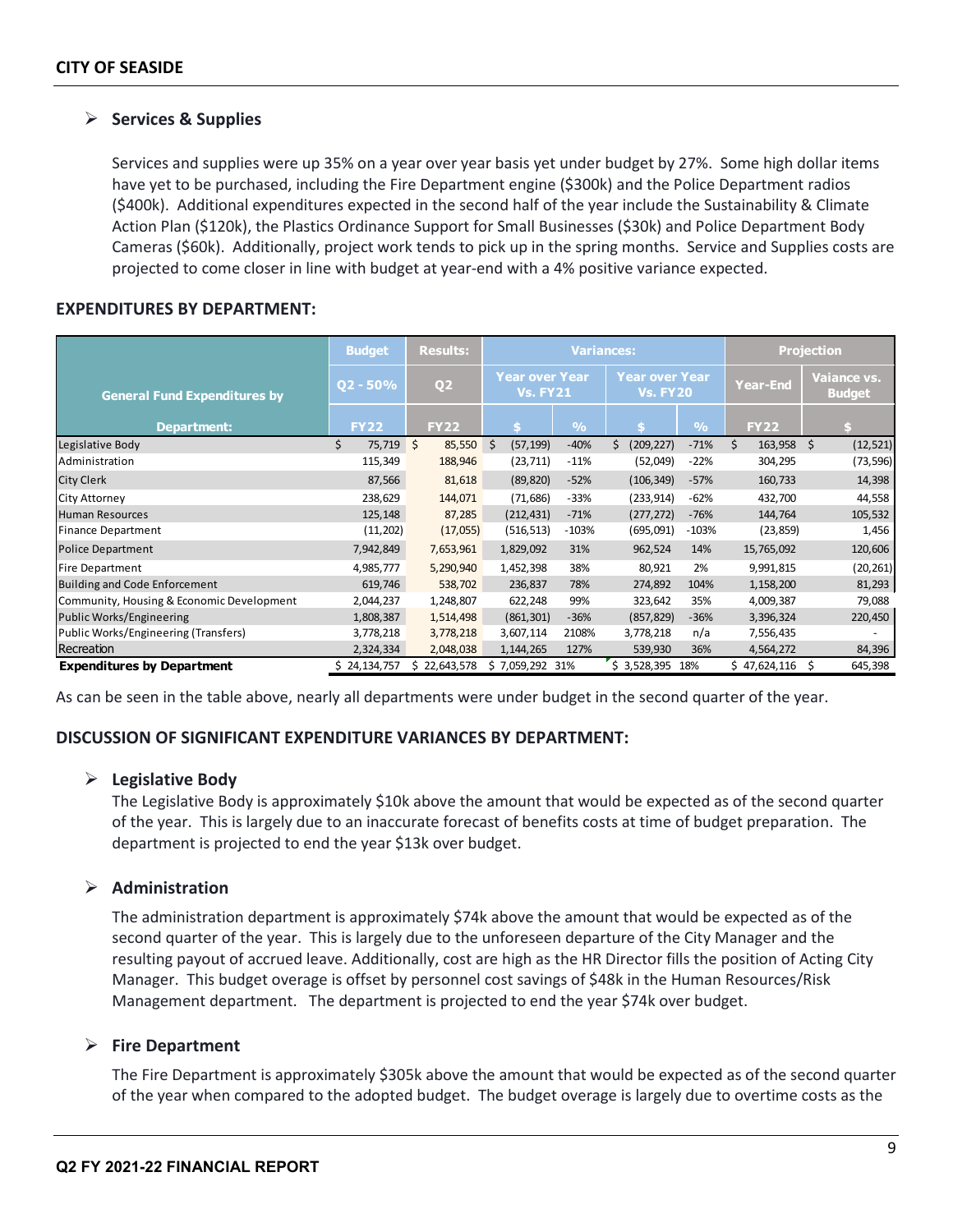- **Services & Supplies**

  Services and supplies were up 35% on a year over year basis yet under budget by 27%. Some high dollar items have yet to be purchased, including the Fire Department engine ($300k) and the Police Department radios ($400k). Additional expenditures expected in the second half of the year include the Sustainability & Climate Action Plan ($120k), the Plastics Ordinance Support for Small Businesses ($30k) and Police Department Body Cameras ($60k). Additionally, project work tends to pick up in the spring months. Service and Supplies costs are projected to come closer in line with budget at year-end with a 4% positive variance expected.

## EXPENDITURES BY DEPARTMENT:

| General Fund Expenditures by Department: | Budget | Results: | Variances: | | | | Projection | |
|---|---|---|---|---|---|---|---|---|
| | Q2 - 50% | Q2 | Year over Year Vs. FY21 | | Year over Year Vs. FY20 | | Year-End | Vaiance vs. Budget |
| | FY22 | FY22 | $ | % | $ | % | FY22 | $ |
| Legislative Body | $ 75,719 | $ 85,550 | $ (57,199) | -40% | $ (209,227) | -71% | $ 163,958 | $ (12,521) |
| Administration | 115,349 | 188,946 | (23,711) | -11% | (52,049) | -22% | 304,295 | (73,596) |
| City Clerk | 87,566 | 81,618 | (89,820) | -52% | (106,349) | -57% | 160,733 | 14,398 |
| City Attorney | 238,629 | 144,071 | (71,686) | -33% | (233,914) | -62% | 432,700 | 44,558 |
| Human Resources | 125,148 | 87,285 | (212,431) | -71% | (277,272) | -76% | 144,764 | 105,532 |
| Finance Department | (11,202) | (17,055) | (516,513) | -103% | (695,091) | -103% | (23,859) | 1,456 |
| Police Department | 7,942,849 | 7,653,961 | 1,829,092 | 31% | 962,524 | 14% | 15,765,092 | 120,606 |
| Fire Department | 4,985,777 | 5,290,940 | 1,452,398 | 38% | 80,921 | 2% | 9,991,815 | (20,261) |
| Building and Code Enforcement | 619,746 | 538,702 | 236,837 | 78% | 274,892 | 104% | 1,158,200 | 81,293 |
| Community, Housing & Economic Development | 2,044,237 | 1,248,807 | 622,248 | 99% | 323,642 | 35% | 4,009,387 | 79,088 |
| Public Works/Engineering | 1,808,387 | 1,514,498 | (861,301) | -36% | (857,829) | -36% | 3,396,324 | 220,450 |
| Public Works/Engineering (Transfers) | 3,778,218 | 3,778,218 | 3,607,114 | 2108% | 3,778,218 | n/a | 7,556,435 | - |
| Recreation | 2,324,334 | 2,048,038 | 1,144,265 | 127% | 539,930 | 36% | 4,564,272 | 84,396 |
| **Expenditures by Department** | $ 24,134,757 | $ 22,643,578 | $ 7,059,292 | 31% | $ 3,528,395 | 18% | $ 47,624,116 | $ 645,398 |

As can be seen in the table above, nearly all departments were under budget in the second quarter of the year.

## DISCUSSION OF SIGNIFICANT EXPENDITURE VARIANCES BY DEPARTMENT:

- **Legislative Body**

  The Legislative Body is approximately $10k above the amount that would be expected as of the second quarter of the year. This is largely due to an inaccurate forecast of benefits costs at time of budget preparation. The department is projected to end the year $13k over budget.

- **Administration**

  The administration department is approximately $74k above the amount that would be expected as of the second quarter of the year. This is largely due to the unforeseen departure of the City Manager and the resulting payout of accrued leave. Additionally, cost are high as the HR Director fills the position of Acting City Manager. This budget overage is offset by personnel cost savings of $48k in the Human Resources/Risk Management department. The department is projected to end the year $74k over budget.

- **Fire Department**

  The Fire Department is approximately $305k above the amount that would be expected as of the second quarter of the year when compared to the adopted budget. The budget overage is largely due to overtime costs as the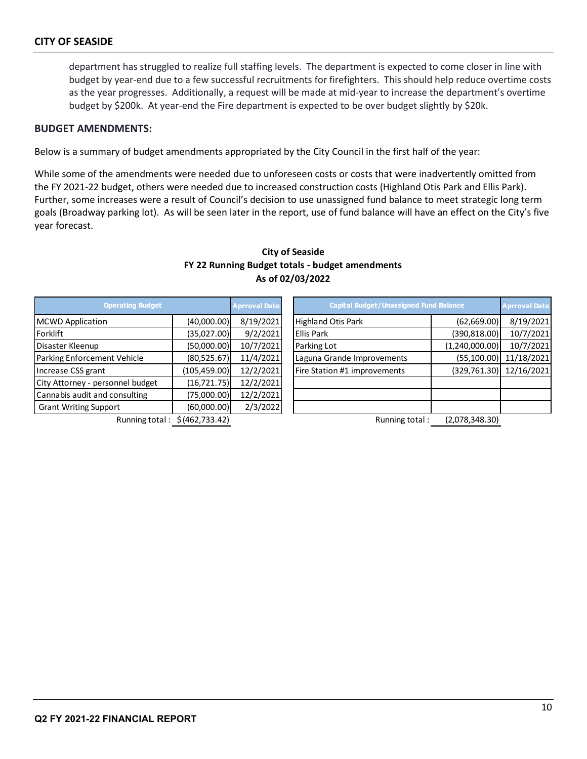department has struggled to realize full staffing levels. The department is expected to come closer in line with budget by year-end due to a few successful recruitments for firefighters. This should help reduce overtime costs as the year progresses. Additionally, a request will be made at mid-year to increase the department's overtime budget by $200k. At year-end the Fire department is expected to be over budget slightly by $20k.

## BUDGET AMENDMENTS:

Below is a summary of budget amendments appropriated by the City Council in the first half of the year:

While some of the amendments were needed due to unforeseen costs or costs that were inadvertently omitted from the FY 2021-22 budget, others were needed due to increased construction costs (Highland Otis Park and Ellis Park). Further, some increases were a result of Council's decision to use unassigned fund balance to meet strategic long term goals (Broadway parking lot). As will be seen later in the report, use of fund balance will have an effect on the City's five year forecast.

**City of Seaside**
**FY 22 Running Budget totals - budget amendments**
**As of 02/03/2022**

| Operating Budget | | Aprroval Date |
|---|---|---|
| MCWD Application | (40,000.00) | 8/19/2021 |
| Forklift | (35,027.00) | 9/2/2021 |
| Disaster Kleenup | (50,000.00) | 10/7/2021 |
| Parking Enforcement Vehicle | (80,525.67) | 11/4/2021 |
| Increase CSS grant | (105,459.00) | 12/2/2021 |
| City Attorney - personnel budget | (16,721.75) | 12/2/2021 |
| Cannabis audit and consulting | (75,000.00) | 12/2/2021 |
| Grant Writing Support | (60,000.00) | 2/3/2022 |
| Running total : | $ (462,733.42) | |

| Capital Budget/Unassigned Fund Balance | | Aprroval Date |
|---|---|---|
| Highland Otis Park | (62,669.00) | 8/19/2021 |
| Ellis Park | (390,818.00) | 10/7/2021 |
| Parking Lot | (1,240,000.00) | 10/7/2021 |
| Laguna Grande Improvements | (55,100.00) | 11/18/2021 |
| Fire Station #1 improvements | (329,761.30) | 12/16/2021 |
| Running total : | (2,078,348.30) | |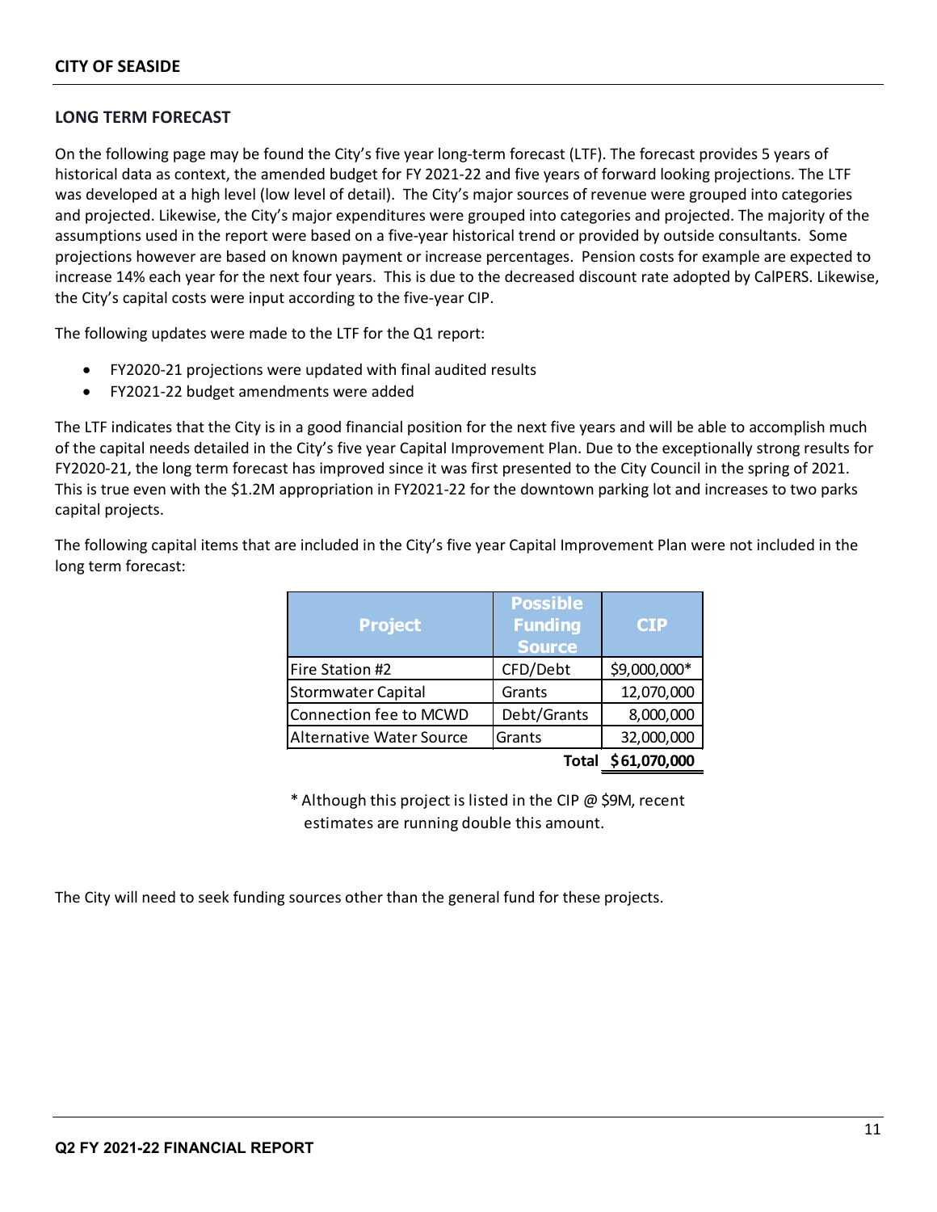## LONG TERM FORECAST

On the following page may be found the City's five year long-term forecast (LTF). The forecast provides 5 years of historical data as context, the amended budget for FY 2021-22 and five years of forward looking projections. The LTF was developed at a high level (low level of detail). The City's major sources of revenue were grouped into categories and projected. Likewise, the City's major expenditures were grouped into categories and projected. The majority of the assumptions used in the report were based on a five-year historical trend or provided by outside consultants. Some projections however are based on known payment or increase percentages. Pension costs for example are expected to increase 14% each year for the next four years. This is due to the decreased discount rate adopted by CalPERS. Likewise, the City's capital costs were input according to the five-year CIP.

The following updates were made to the LTF for the Q1 report:

- FY2020-21 projections were updated with final audited results
- FY2021-22 budget amendments were added

The LTF indicates that the City is in a good financial position for the next five years and will be able to accomplish much of the capital needs detailed in the City's five year Capital Improvement Plan. Due to the exceptionally strong results for FY2020-21, the long term forecast has improved since it was first presented to the City Council in the spring of 2021. This is true even with the $1.2M appropriation in FY2021-22 for the downtown parking lot and increases to two parks capital projects.

The following capital items that are included in the City's five year Capital Improvement Plan were not included in the long term forecast:

| Project | Possible Funding Source | CIP |
|---|---|---|
| Fire Station #2 | CFD/Debt | $9,000,000* |
| Stormwater Capital | Grants | 12,070,000 |
| Connection fee to MCWD | Debt/Grants | 8,000,000 |
| Alternative Water Source | Grants | 32,000,000 |
| | **Total** | **$61,070,000** |

\* Although this project is listed in the CIP @ $9M, recent estimates are running double this amount.

The City will need to seek funding sources other than the general fund for these projects.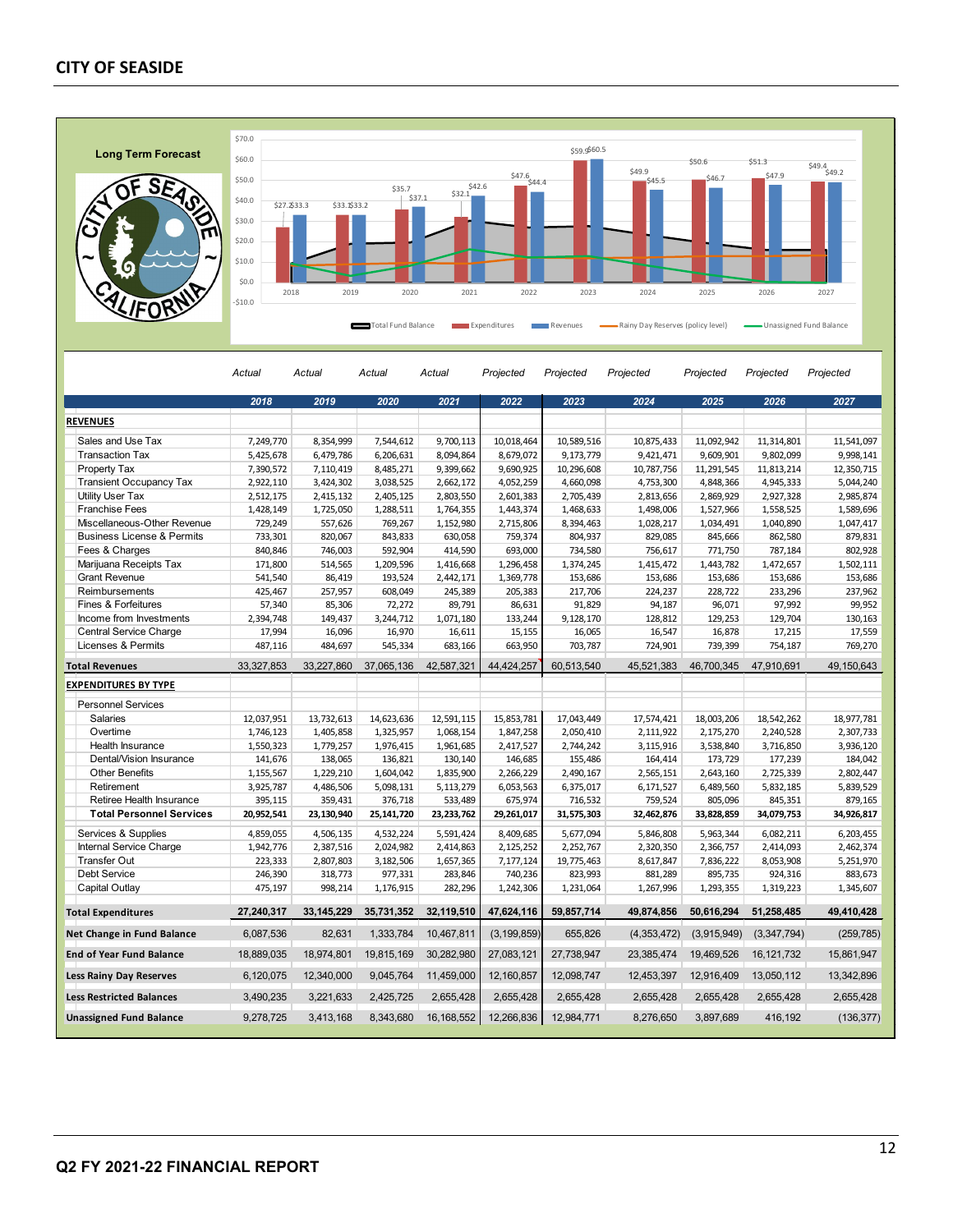## Long Term Forecast

| | Actual | Actual | Actual | Actual | Projected | Projected | Projected | Projected | Projected | Projected |
|---|---|---|---|---|---|---|---|---|---|---|
| | 2018 | 2019 | 2020 | 2021 | 2022 | 2023 | 2024 | 2025 | 2026 | 2027 |
| **REVENUES** | | | | | | | | | | |
| Sales and Use Tax | 7,249,770 | 8,354,999 | 7,544,612 | 9,700,113 | 10,018,464 | 10,589,516 | 10,875,433 | 11,092,942 | 11,314,801 | 11,541,097 |
| Transaction Tax | 5,425,678 | 6,479,786 | 6,206,631 | 8,094,864 | 8,679,072 | 9,173,779 | 9,421,471 | 9,609,901 | 9,802,099 | 9,998,141 |
| Property Tax | 7,390,572 | 7,110,419 | 8,485,271 | 9,399,662 | 9,690,925 | 10,296,608 | 10,787,756 | 11,291,545 | 11,813,214 | 12,350,715 |
| Transient Occupancy Tax | 2,922,110 | 3,424,302 | 3,038,525 | 2,662,172 | 4,052,259 | 4,660,098 | 4,753,300 | 4,848,366 | 4,945,333 | 5,044,240 |
| Utility User Tax | 2,512,175 | 2,415,132 | 2,405,125 | 2,803,550 | 2,601,383 | 2,705,439 | 2,813,656 | 2,869,929 | 2,927,328 | 2,985,874 |
| Franchise Fees | 1,428,149 | 1,725,050 | 1,288,511 | 1,764,355 | 1,443,374 | 1,468,633 | 1,498,006 | 1,527,966 | 1,558,525 | 1,589,696 |
| Miscellaneous-Other Revenue | 729,249 | 557,626 | 769,267 | 1,152,980 | 2,715,806 | 8,394,463 | 1,028,217 | 1,034,491 | 1,040,890 | 1,047,417 |
| Business License & Permits | 733,301 | 820,067 | 843,833 | 630,058 | 759,374 | 804,937 | 829,085 | 845,666 | 862,580 | 879,831 |
| Fees & Charges | 840,846 | 746,003 | 592,904 | 414,590 | 693,000 | 734,580 | 756,617 | 771,750 | 787,184 | 802,928 |
| Marijuana Receipts Tax | 171,800 | 514,565 | 1,209,596 | 1,416,668 | 1,296,458 | 1,374,245 | 1,415,472 | 1,443,782 | 1,472,657 | 1,502,111 |
| Grant Revenue | 541,540 | 86,419 | 193,524 | 2,442,171 | 1,369,778 | 153,686 | 153,686 | 153,686 | 153,686 | 153,686 |
| Reimbursements | 425,467 | 257,957 | 608,049 | 245,389 | 205,383 | 217,706 | 224,237 | 228,722 | 233,296 | 237,962 |
| Fines & Forfeitures | 57,340 | 85,306 | 72,272 | 89,791 | 86,631 | 91,829 | 94,187 | 96,071 | 97,992 | 99,952 |
| Income from Investments | 2,394,748 | 149,437 | 3,244,712 | 1,071,180 | 133,244 | 9,128,170 | 128,812 | 129,253 | 129,704 | 130,163 |
| Central Service Charge | 17,994 | 16,096 | 16,970 | 16,611 | 15,155 | 16,065 | 16,547 | 16,878 | 17,215 | 17,559 |
| Licenses & Permits | 487,116 | 484,697 | 545,334 | 683,166 | 663,950 | 703,787 | 724,901 | 739,399 | 754,187 | 769,270 |
| **Total Revenues** | 33,327,853 | 33,227,860 | 37,065,136 | 42,587,321 | 44,424,257 | 60,513,540 | 45,521,383 | 46,700,345 | 47,910,691 | 49,150,643 |
| **EXPENDITURES BY TYPE** | | | | | | | | | | |
| Personnel Services | | | | | | | | | | |
| Salaries | 12,037,951 | 13,732,613 | 14,623,636 | 12,591,115 | 15,853,781 | 17,043,449 | 17,574,421 | 18,003,206 | 18,542,262 | 18,977,781 |
| Overtime | 1,746,123 | 1,405,858 | 1,325,957 | 1,068,154 | 1,847,258 | 2,050,410 | 2,111,922 | 2,175,270 | 2,240,528 | 2,307,733 |
| Health Insurance | 1,550,323 | 1,779,257 | 1,976,415 | 1,961,685 | 2,417,527 | 2,744,242 | 3,115,916 | 3,538,840 | 3,716,850 | 3,936,120 |
| Dental/Vision Insurance | 141,676 | 138,065 | 136,821 | 130,140 | 146,685 | 155,486 | 164,414 | 173,729 | 177,239 | 184,042 |
| Other Benefits | 1,155,567 | 1,229,210 | 1,604,042 | 1,835,900 | 2,266,229 | 2,490,167 | 2,565,151 | 2,643,160 | 2,725,339 | 2,802,447 |
| Retirement | 3,925,787 | 4,486,506 | 5,098,131 | 5,113,279 | 6,053,563 | 6,375,017 | 6,171,527 | 6,489,560 | 5,832,185 | 5,839,529 |
| Retiree Health Insurance | 395,115 | 359,431 | 376,718 | 533,489 | 675,974 | 716,532 | 759,524 | 805,096 | 845,351 | 879,165 |
| **Total Personnel Services** | **20,952,541** | **23,130,940** | **25,141,720** | **23,233,762** | **29,261,017** | **31,575,303** | **32,462,876** | **33,828,859** | **34,079,753** | **34,926,817** |
| Services & Supplies | 4,859,055 | 4,506,135 | 4,532,224 | 5,591,424 | 8,409,685 | 5,677,094 | 5,846,808 | 5,963,344 | 6,082,211 | 6,203,455 |
| Internal Service Charge | 1,942,776 | 2,387,516 | 2,024,982 | 2,414,863 | 2,125,252 | 2,252,767 | 2,320,350 | 2,366,757 | 2,414,093 | 2,462,374 |
| Transfer Out | 223,333 | 2,807,803 | 3,182,506 | 1,657,365 | 7,177,124 | 19,775,463 | 8,617,847 | 7,836,222 | 8,053,908 | 5,251,970 |
| Debt Service | 246,390 | 318,773 | 977,331 | 283,846 | 740,236 | 823,993 | 881,289 | 895,735 | 924,316 | 883,673 |
| Capital Outlay | 475,197 | 998,214 | 1,176,915 | 282,296 | 1,242,306 | 1,231,064 | 1,267,996 | 1,293,355 | 1,319,223 | 1,345,607 |
| **Total Expenditures** | 27,240,317 | 33,145,229 | 35,731,352 | 32,119,510 | 47,624,116 | 59,857,714 | 49,874,856 | 50,616,294 | 51,258,485 | 49,410,428 |
| **Net Change in Fund Balance** | 6,087,536 | 82,631 | 1,333,784 | 10,467,811 | (3,199,859) | 655,826 | (4,353,472) | (3,915,949) | (3,347,794) | (259,785) |
| **End of Year Fund Balance** | 18,889,035 | 18,974,801 | 19,815,169 | 30,282,980 | 27,083,121 | 27,738,947 | 23,385,474 | 19,469,526 | 16,121,732 | 15,861,947 |
| **Less Rainy Day Reserves** | 6,120,075 | 12,340,000 | 9,045,764 | 11,459,000 | 12,160,857 | 12,098,747 | 12,453,397 | 12,916,409 | 13,050,112 | 13,342,896 |
| **Less Restricted Balances** | 3,490,235 | 3,221,633 | 2,425,725 | 2,655,428 | 2,655,428 | 2,655,428 | 2,655,428 | 2,655,428 | 2,655,428 | 2,655,428 |
| **Unassigned Fund Balance** | 9,278,725 | 3,413,168 | 8,343,680 | 16,168,552 | 12,266,836 | 12,984,771 | 8,276,650 | 3,897,689 | 416,192 | (136,377) |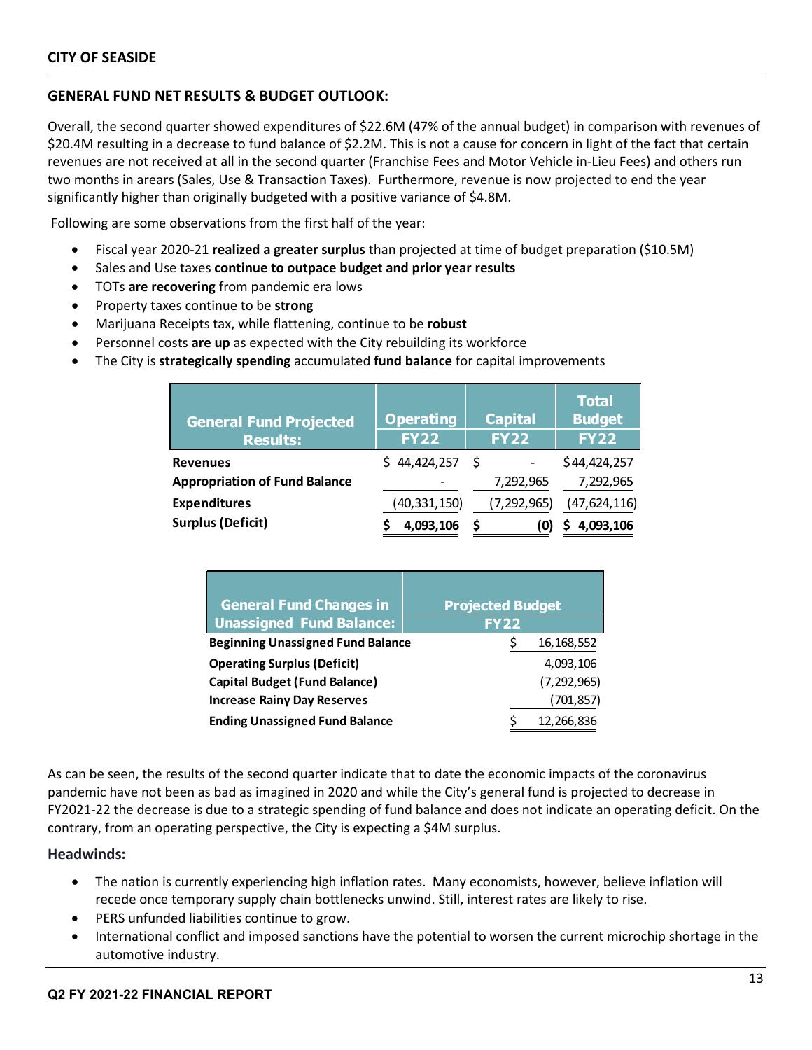## GENERAL FUND NET RESULTS & BUDGET OUTLOOK:

Overall, the second quarter showed expenditures of $22.6M (47% of the annual budget) in comparison with revenues of $20.4M resulting in a decrease to fund balance of $2.2M. This is not a cause for concern in light of the fact that certain revenues are not received at all in the second quarter (Franchise Fees and Motor Vehicle in-Lieu Fees) and others run two months in arears (Sales, Use & Transaction Taxes). Furthermore, revenue is now projected to end the year significantly higher than originally budgeted with a positive variance of $4.8M.

Following are some observations from the first half of the year:

- Fiscal year 2020-21 **realized a greater surplus** than projected at time of budget preparation ($10.5M)
- Sales and Use taxes **continue to outpace budget and prior year results**
- TOTs **are recovering** from pandemic era lows
- Property taxes continue to be **strong**
- Marijuana Receipts tax, while flattening, continue to be **robust**
- Personnel costs **are up** as expected with the City rebuilding its workforce
- The City is **strategically spending** accumulated **fund balance** for capital improvements

| General Fund Projected Results: | Operating FY22 | Capital FY22 | Total Budget FY22 |
|---|---|---|---|
| **Revenues** | $ 44,424,257 | $ - | $44,424,257 |
| **Appropriation of Fund Balance** | - | 7,292,965 | 7,292,965 |
| **Expenditures** | (40,331,150) | (7,292,965) | (47,624,116) |
| **Surplus (Deficit)** | **$ 4,093,106** | **$ (0)** | **$ 4,093,106** |

| General Fund Changes in Unassigned Fund Balance: | Projected Budget FY22 |
|---|---|
| **Beginning Unassigned Fund Balance** | $ 16,168,552 |
| **Operating Surplus (Deficit)** | 4,093,106 |
| **Capital Budget (Fund Balance)** | (7,292,965) |
| **Increase Rainy Day Reserves** | (701,857) |
| **Ending Unassigned Fund Balance** | $ 12,266,836 |

As can be seen, the results of the second quarter indicate that to date the economic impacts of the coronavirus pandemic have not been as bad as imagined in 2020 and while the City's general fund is projected to decrease in FY2021-22 the decrease is due to a strategic spending of fund balance and does not indicate an operating deficit. On the contrary, from an operating perspective, the City is expecting a $4M surplus.

### Headwinds:

- The nation is currently experiencing high inflation rates. Many economists, however, believe inflation will recede once temporary supply chain bottlenecks unwind. Still, interest rates are likely to rise.
- PERS unfunded liabilities continue to grow.
- International conflict and imposed sanctions have the potential to worsen the current microchip shortage in the automotive industry.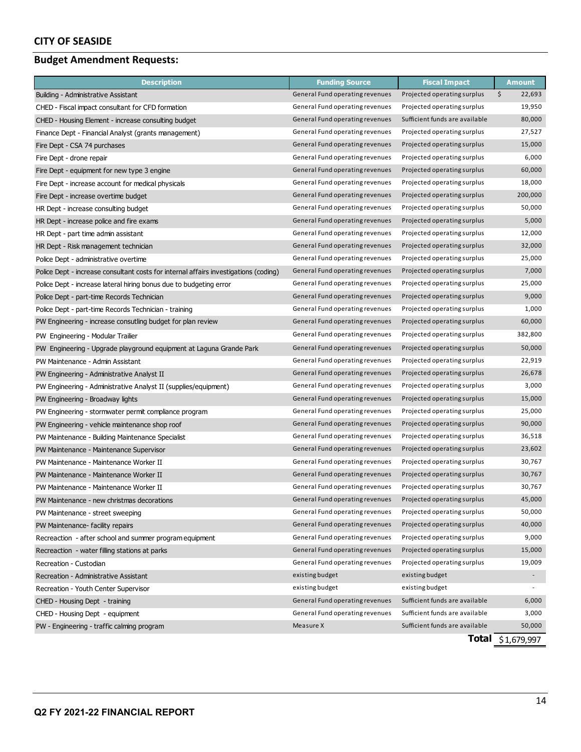## CITY OF SEASIDE

## Budget Amendment Requests:

| Description | Funding Source | Fiscal Impact | Amount |
|---|---|---|---|
| Building - Administrative Assistant | General Fund operating revenues | Projected operating surplus | $ 22,693 |
| CHED - Fiscal impact consultant for CFD formation | General Fund operating revenues | Projected operating surplus | 19,950 |
| CHED - Housing Element - increase consulting budget | General Fund operating revenues | Sufficient funds are available | 80,000 |
| Finance Dept - Financial Analyst (grants management) | General Fund operating revenues | Projected operating surplus | 27,527 |
| Fire Dept - CSA 74 purchases | General Fund operating revenues | Projected operating surplus | 15,000 |
| Fire Dept - drone repair | General Fund operating revenues | Projected operating surplus | 6,000 |
| Fire Dept - equipment for new type 3 engine | General Fund operating revenues | Projected operating surplus | 60,000 |
| Fire Dept - increase account for medical physicals | General Fund operating revenues | Projected operating surplus | 18,000 |
| Fire Dept - increase overtime budget | General Fund operating revenues | Projected operating surplus | 200,000 |
| HR Dept - increase consulting budget | General Fund operating revenues | Projected operating surplus | 50,000 |
| HR Dept - increase police and fire exams | General Fund operating revenues | Projected operating surplus | 5,000 |
| HR Dept - part time admin assistant | General Fund operating revenues | Projected operating surplus | 12,000 |
| HR Dept - Risk management technician | General Fund operating revenues | Projected operating surplus | 32,000 |
| Police Dept - administrative overtime | General Fund operating revenues | Projected operating surplus | 25,000 |
| Police Dept - increase consultant costs for internal affairs investigations (coding) | General Fund operating revenues | Projected operating surplus | 7,000 |
| Police Dept - increase lateral hiring bonus due to budgeting error | General Fund operating revenues | Projected operating surplus | 25,000 |
| Police Dept - part-time Records Technician | General Fund operating revenues | Projected operating surplus | 9,000 |
| Police Dept - part-time Records Technician - training | General Fund operating revenues | Projected operating surplus | 1,000 |
| PW Engineering - increase consutling budget for plan review | General Fund operating revenues | Projected operating surplus | 60,000 |
| PW Engineering - Modular Trailier | General Fund operating revenues | Projected operating surplus | 382,800 |
| PW Engineering - Upgrade playground equipment at Laguna Grande Park | General Fund operating revenues | Projected operating surplus | 50,000 |
| PW Maintenance - Admin Assistant | General Fund operating revenues | Projected operating surplus | 22,919 |
| PW Engineering - Administrative Analyst II | General Fund operating revenues | Projected operating surplus | 26,678 |
| PW Engineering - Administrative Analyst II (supplies/equipment) | General Fund operating revenues | Projected operating surplus | 3,000 |
| PW Engineering - Broadway lights | General Fund operating revenues | Projected operating surplus | 15,000 |
| PW Engineering - stormwater permit compliance program | General Fund operating revenues | Projected operating surplus | 25,000 |
| PW Engineering - vehicle maintenance shop roof | General Fund operating revenues | Projected operating surplus | 90,000 |
| PW Maintenance - Building Maintenance Specialist | General Fund operating revenues | Projected operating surplus | 36,518 |
| PW Maintenance - Maintenance Supervisor | General Fund operating revenues | Projected operating surplus | 23,602 |
| PW Maintenance - Maintenance Worker II | General Fund operating revenues | Projected operating surplus | 30,767 |
| PW Maintenance - Maintenance Worker II | General Fund operating revenues | Projected operating surplus | 30,767 |
| PW Maintenance - Maintenance Worker II | General Fund operating revenues | Projected operating surplus | 30,767 |
| PW Maintenance - new christmas decorations | General Fund operating revenues | Projected operating surplus | 45,000 |
| PW Maintenance - street sweeping | General Fund operating revenues | Projected operating surplus | 50,000 |
| PW Maintenance- facility repairs | General Fund operating revenues | Projected operating surplus | 40,000 |
| Recreaction - after school and summer program equipment | General Fund operating revenues | Projected operating surplus | 9,000 |
| Recreaction - water filling stations at parks | General Fund operating revenues | Projected operating surplus | 15,000 |
| Recreation - Custodian | General Fund operating revenues | Projected operating surplus | 19,009 |
| Recreation - Administrative Assistant | existing budget | existing budget | - |
| Recreation - Youth Center Supervisor | existing budget | existing budget | - |
| CHED - Housing Dept - training | General Fund operating revenues | Sufficient funds are available | 6,000 |
| CHED - Housing Dept - equipment | General Fund operating revenues | Sufficient funds are available | 3,000 |
| PW - Engineering - traffic calming program | Measure X | Sufficient funds are available | 50,000 |
| | | **Total** | $1,679,997 |

**Q2 FY 2021-22 FINANCIAL REPORT**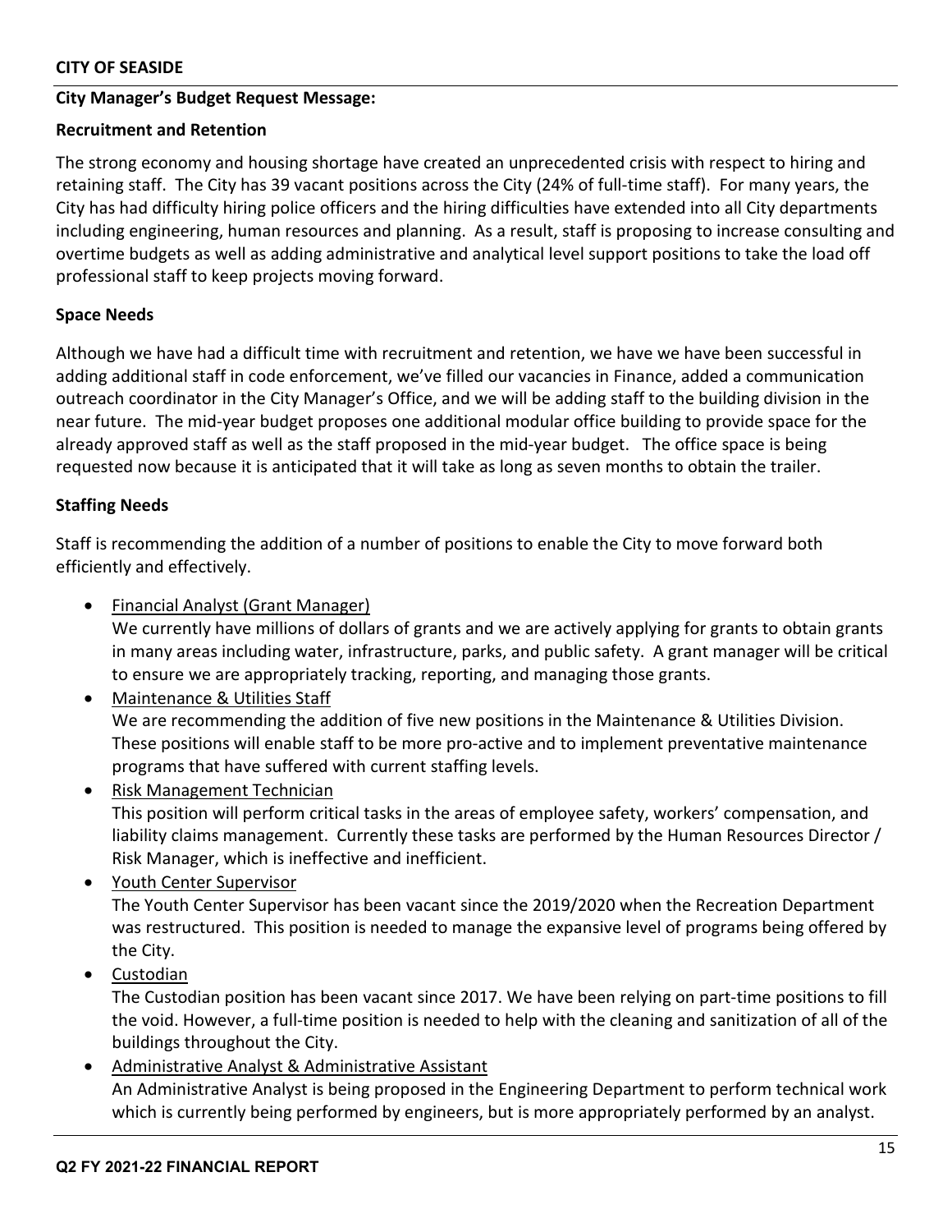**CITY OF SEASIDE**

**City Manager's Budget Request Message:**

**Recruitment and Retention**

The strong economy and housing shortage have created an unprecedented crisis with respect to hiring and retaining staff. The City has 39 vacant positions across the City (24% of full-time staff). For many years, the City has had difficulty hiring police officers and the hiring difficulties have extended into all City departments including engineering, human resources and planning. As a result, staff is proposing to increase consulting and overtime budgets as well as adding administrative and analytical level support positions to take the load off professional staff to keep projects moving forward.

**Space Needs**

Although we have had a difficult time with recruitment and retention, we have we have been successful in adding additional staff in code enforcement, we've filled our vacancies in Finance, added a communication outreach coordinator in the City Manager's Office, and we will be adding staff to the building division in the near future. The mid-year budget proposes one additional modular office building to provide space for the already approved staff as well as the staff proposed in the mid-year budget. The office space is being requested now because it is anticipated that it will take as long as seven months to obtain the trailer.

**Staffing Needs**

Staff is recommending the addition of a number of positions to enable the City to move forward both efficiently and effectively.

- Financial Analyst (Grant Manager)
  We currently have millions of dollars of grants and we are actively applying for grants to obtain grants in many areas including water, infrastructure, parks, and public safety. A grant manager will be critical to ensure we are appropriately tracking, reporting, and managing those grants.
- Maintenance & Utilities Staff
  We are recommending the addition of five new positions in the Maintenance & Utilities Division. These positions will enable staff to be more pro-active and to implement preventative maintenance programs that have suffered with current staffing levels.
- Risk Management Technician
  This position will perform critical tasks in the areas of employee safety, workers' compensation, and liability claims management. Currently these tasks are performed by the Human Resources Director / Risk Manager, which is ineffective and inefficient.
- Youth Center Supervisor
  The Youth Center Supervisor has been vacant since the 2019/2020 when the Recreation Department was restructured. This position is needed to manage the expansive level of programs being offered by the City.
- Custodian
  The Custodian position has been vacant since 2017. We have been relying on part-time positions to fill the void. However, a full-time position is needed to help with the cleaning and sanitization of all of the buildings throughout the City.
- Administrative Analyst & Administrative Assistant
  An Administrative Analyst is being proposed in the Engineering Department to perform technical work which is currently being performed by engineers, but is more appropriately performed by an analyst.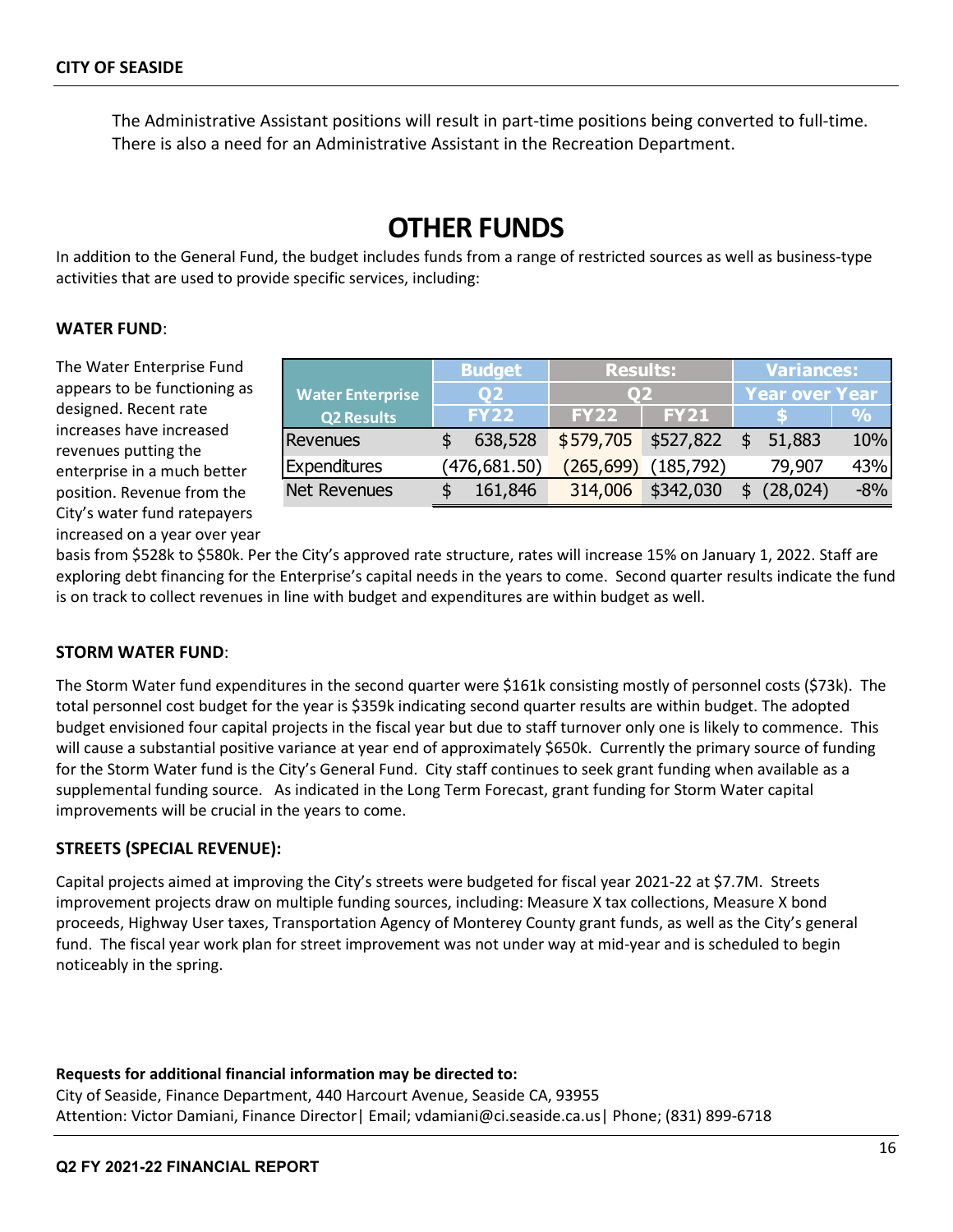The Administrative Assistant positions will result in part-time positions being converted to full-time. There is also a need for an Administrative Assistant in the Recreation Department.

# OTHER FUNDS

In addition to the General Fund, the budget includes funds from a range of restricted sources as well as business-type activities that are used to provide specific services, including:

**WATER FUND**:

The Water Enterprise Fund appears to be functioning as designed. Recent rate increases have increased revenues putting the enterprise in a much better position. Revenue from the City's water fund ratepayers increased on a year over year basis from $528k to $580k. Per the City's approved rate structure, rates will increase 15% on January 1, 2022. Staff are exploring debt financing for the Enterprise's capital needs in the years to come. Second quarter results indicate the fund is on track to collect revenues in line with budget and expenditures are within budget as well.

| Water Enterprise Q2 Results | Budget Q2 FY22 | Results: Q2 FY22 | Results: Q2 FY21 | Variances: Year over Year $ | Variances: Year over Year % |
|---|---|---|---|---|---|
| Revenues | $ 638,528 | $579,705 | $527,822 | $ 51,883 | 10% |
| Expenditures | (476,681.50) | (265,699) | (185,792) | 79,907 | 43% |
| Net Revenues | $ 161,846 | 314,006 | $342,030 | $ (28,024) | -8% |

**STORM WATER FUND**:

The Storm Water fund expenditures in the second quarter were $161k consisting mostly of personnel costs ($73k). The total personnel cost budget for the year is $359k indicating second quarter results are within budget. The adopted budget envisioned four capital projects in the fiscal year but due to staff turnover only one is likely to commence. This will cause a substantial positive variance at year end of approximately $650k. Currently the primary source of funding for the Storm Water fund is the City's General Fund. City staff continues to seek grant funding when available as a supplemental funding source. As indicated in the Long Term Forecast, grant funding for Storm Water capital improvements will be crucial in the years to come.

**STREETS (SPECIAL REVENUE):**

Capital projects aimed at improving the City's streets were budgeted for fiscal year 2021-22 at $7.7M. Streets improvement projects draw on multiple funding sources, including: Measure X tax collections, Measure X bond proceeds, Highway User taxes, Transportation Agency of Monterey County grant funds, as well as the City's general fund. The fiscal year work plan for street improvement was not under way at mid-year and is scheduled to begin noticeably in the spring.

**Requests for additional financial information may be directed to:**
City of Seaside, Finance Department, 440 Harcourt Avenue, Seaside CA, 93955
Attention: Victor Damiani, Finance Director| Email; vdamiani@ci.seaside.ca.us| Phone; (831) 899-6718